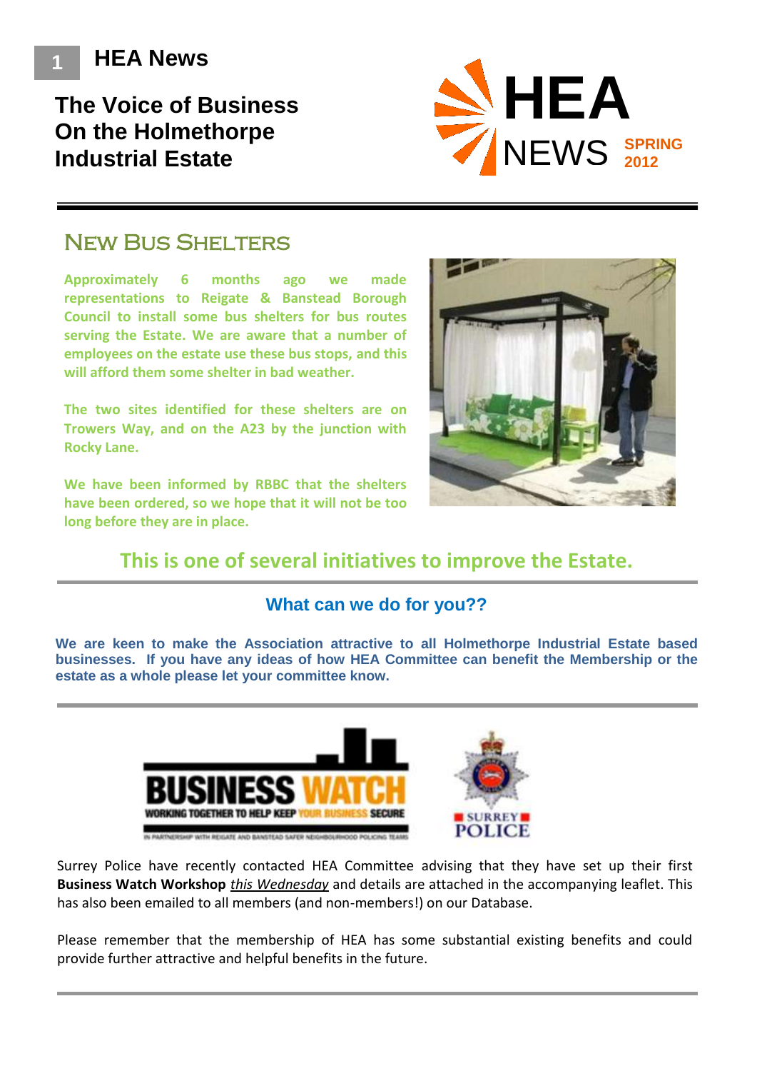# HEA News

## The Voice of Business On the Holmethorpe Industrial Estate

HEA NEWS SPRING 2012

## New Bus Shelters

**Approximately 6 months ago we made representations to Reigate & Banstead Borough Council to install some bus shelters for bus routes serving the Estate. We are aware that a number of employees on the estate use these bus stops, and this will afford them some shelter in bad weather.**

**The two sites identified for these shelters are on Towers Way, and on the A23 by the junction with Rocky Lane.**

**We have been informed by RBBC that the shelters have been ordered, so we hope that it will not be too long before they are in place.**

**This is one of several initiatives to improve the Estate.**

---

### What can we do for you??

**We are keen to make the Association attractive to all Holmethorpe Industrial Estate based businesses. If you have any ideas of how HEA Committee can benefit the Membership or the estate as a whole please let your committee know.**

---

BUSINESS WATCH — WORKING TOGETHER TO HELP KEEP YOUR BUSINESS SECURE — IN PARTNERSHIP WITH REIGATE AND BANSTEAD SAFER NEIGHBOURHOOD POLICING TEAMS

SURREY POLICE

Surrey Police have recently contacted HEA Committee advising that they have set up their first **Business Watch Workshop** *this Wednesday* and details are attached in the accompanying leaflet. This has also been emailed to all members (and non-members!) on our Database.

Please remember that the membership of HEA has some substantial existing benefits and could provide further attractive and helpful benefits in the future.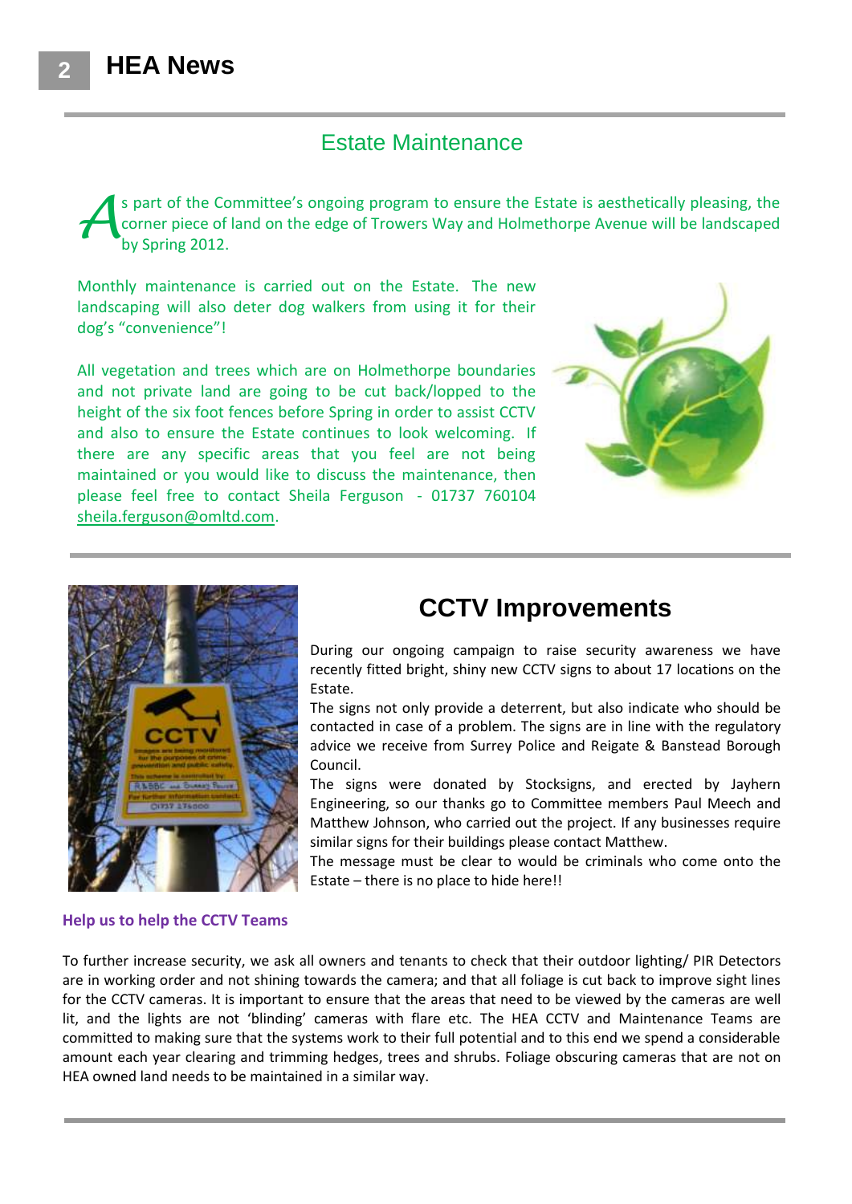## Estate Maintenance

As part of the Committee's ongoing program to ensure the Estate is aesthetically pleasing, the corner piece of land on the edge of Trowers Way and Holmethorpe Avenue will be landscaped by Spring 2012.

Monthly maintenance is carried out on the Estate. The new landscaping will also deter dog walkers from using it for their dog's "convenience"!

All vegetation and trees which are on Holmethorpe boundaries and not private land are going to be cut back/lopped to the height of the six foot fences before Spring in order to assist CCTV and also to ensure the Estate continues to look welcoming. If there are any specific areas that you feel are not being maintained or you would like to discuss the maintenance, then please feel free to contact Sheila Ferguson - 01737 760104 sheila.ferguson@omltd.com.

## CCTV Improvements

During our ongoing campaign to raise security awareness we have recently fitted bright, shiny new CCTV signs to about 17 locations on the Estate.

The signs not only provide a deterrent, but also indicate who should be contacted in case of a problem. The signs are in line with the regulatory advice we receive from Surrey Police and Reigate & Banstead Borough Council.

The signs were donated by Stocksigns, and erected by Jayhern Engineering, so our thanks go to Committee members Paul Meech and Matthew Johnson, who carried out the project. If any businesses require similar signs for their buildings please contact Matthew.

The message must be clear to would be criminals who come onto the Estate – there is no place to hide here!!

### Help us to help the CCTV Teams

To further increase security, we ask all owners and tenants to check that their outdoor lighting/ PIR Detectors are in working order and not shining towards the camera; and that all foliage is cut back to improve sight lines for the CCTV cameras. It is important to ensure that the areas that need to be viewed by the cameras are well lit, and the lights are not 'blinding' cameras with flare etc. The HEA CCTV and Maintenance Teams are committed to making sure that the systems work to their full potential and to this end we spend a considerable amount each year clearing and trimming hedges, trees and shrubs. Foliage obscuring cameras that are not on HEA owned land needs to be maintained in a similar way.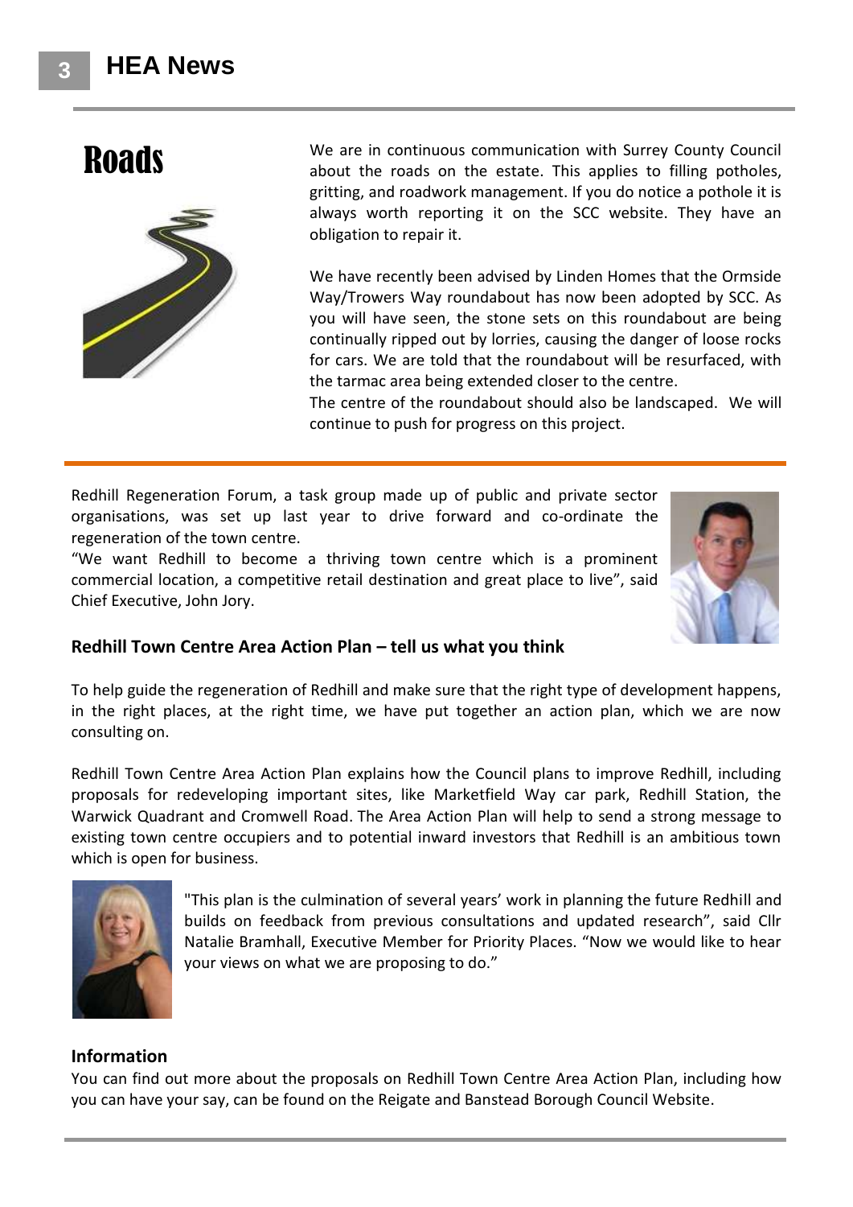# Roads

We are in continuous communication with Surrey County Council about the roads on the estate. This applies to filling potholes, gritting, and roadwork management. If you do notice a pothole it is always worth reporting it on the SCC website. They have an obligation to repair it.

We have recently been advised by Linden Homes that the Ormside Way/Trowers Way roundabout has now been adopted by SCC. As you will have seen, the stone sets on this roundabout are being continually ripped out by lorries, causing the danger of loose rocks for cars. We are told that the roundabout will be resurfaced, with the tarmac area being extended closer to the centre.

The centre of the roundabout should also be landscaped. We will continue to push for progress on this project.

---

Redhill Regeneration Forum, a task group made up of public and private sector organisations, was set up last year to drive forward and co-ordinate the regeneration of the town centre.

"We want Redhill to become a thriving town centre which is a prominent commercial location, a competitive retail destination and great place to live", said Chief Executive, John Jory.

## Redhill Town Centre Area Action Plan – tell us what you think

To help guide the regeneration of Redhill and make sure that the right type of development happens, in the right places, at the right time, we have put together an action plan, which we are now consulting on.

Redhill Town Centre Area Action Plan explains how the Council plans to improve Redhill, including proposals for redeveloping important sites, like Marketfield Way car park, Redhill Station, the Warwick Quadrant and Cromwell Road. The Area Action Plan will help to send a strong message to existing town centre occupiers and to potential inward investors that Redhill is an ambitious town which is open for business.

"This plan is the culmination of several years' work in planning the future Redhill and builds on feedback from previous consultations and updated research", said Cllr Natalie Bramhall, Executive Member for Priority Places. "Now we would like to hear your views on what we are proposing to do."

### Information

You can find out more about the proposals on Redhill Town Centre Area Action Plan, including how you can have your say, can be found on the Reigate and Banstead Borough Council Website.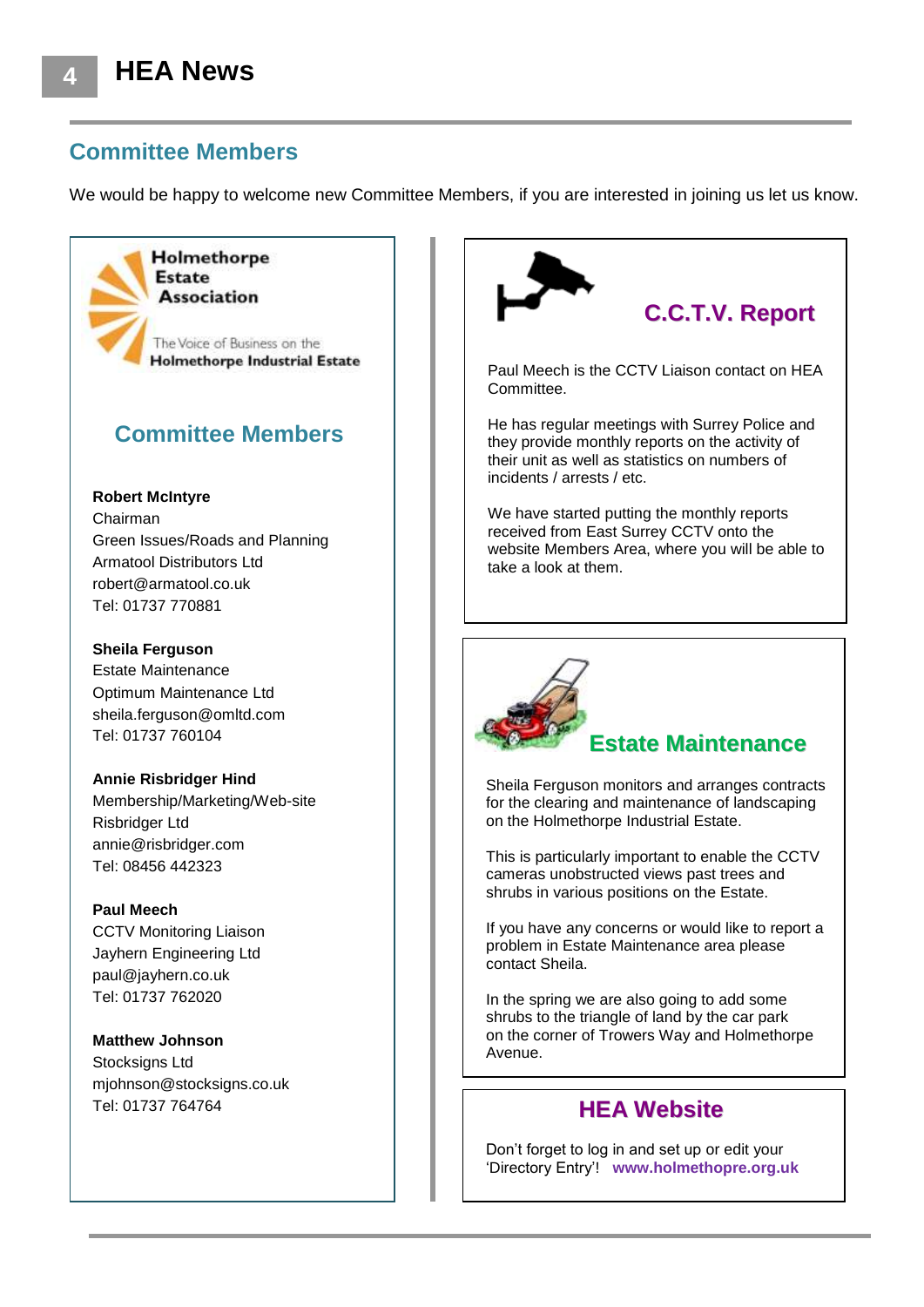## Committee Members

We would be happy to welcome new Committee Members, if you are interested in joining us let us know.

Holmethorpe Estate Association

The Voice of Business on the Holmethorpe Industrial Estate

### Committee Members

**Robert McIntyre**
Chairman
Green Issues/Roads and Planning
Armatool Distributors Ltd
robert@armatool.co.uk
Tel: 01737 770881

**Sheila Ferguson**
Estate Maintenance
Optimum Maintenance Ltd
sheila.ferguson@omltd.com
Tel: 01737 760104

**Annie Risbridger Hind**
Membership/Marketing/Web-site
Risbridger Ltd
annie@risbridger.com
Tel: 08456 442323

**Paul Meech**
CCTV Monitoring Liaison
Jayhern Engineering Ltd
paul@jayhern.co.uk
Tel: 01737 762020

**Matthew Johnson**
Stocksigns Ltd
mjohnson@stocksigns.co.uk
Tel: 01737 764764

### C.C.T.V. Report

Paul Meech is the CCTV Liaison contact on HEA Committee.

He has regular meetings with Surrey Police and they provide monthly reports on the activity of their unit as well as statistics on numbers of incidents / arrests / etc.

We have started putting the monthly reports received from East Surrey CCTV onto the website Members Area, where you will be able to take a look at them.

### Estate Maintenance

Sheila Ferguson monitors and arranges contracts for the clearing and maintenance of landscaping on the Holmethorpe Industrial Estate.

This is particularly important to enable the CCTV cameras unobstructed views past trees and shrubs in various positions on the Estate.

If you have any concerns or would like to report a problem in Estate Maintenance area please contact Sheila.

In the spring we are also going to add some shrubs to the triangle of land by the car park on the corner of Trowers Way and Holmethorpe Avenue.

### HEA Website

Don't forget to log in and set up or edit your 'Directory Entry'! **www.holmethopre.org.uk**